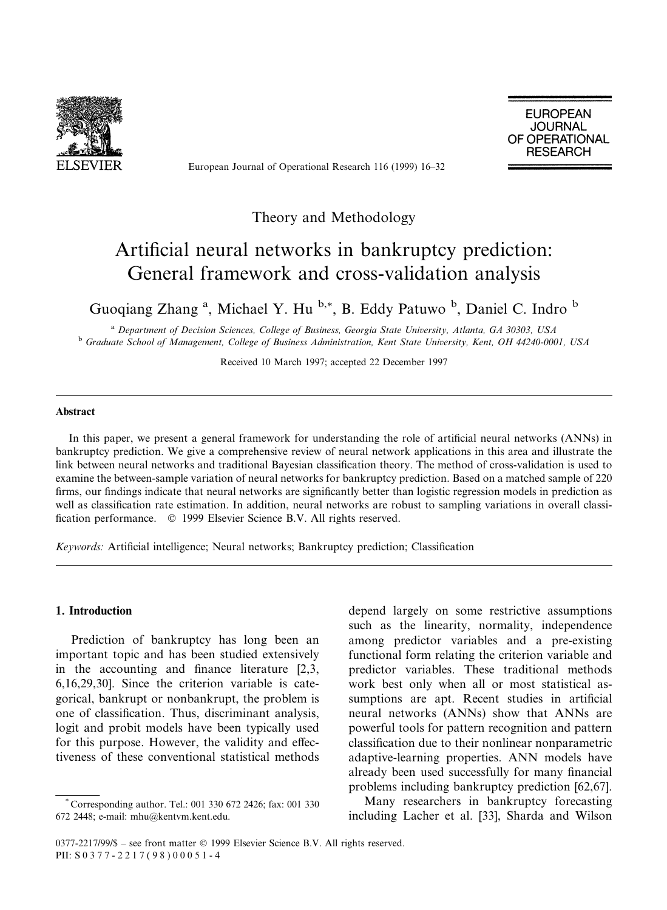Theory and Methodology

# Artificial neural networks in bankruptcy prediction: General framework and cross-validation analysis

Guoqiang Zhang [a], Michael Y. Hu [b,*], B. Eddy Patuwo [b], Daniel C. Indro [b]

[a] *Department of Decision Sciences, College of Business, Georgia State University, Atlanta, GA 30303, USA*

[b] *Graduate School of Management, College of Business Administration, Kent State University, Kent, OH 44240-0001, USA*

Received 10 March 1997; accepted 22 December 1997

## Abstract

In this paper, we present a general framework for understanding the role of artificial neural networks (ANNs) in bankruptcy prediction. We give a comprehensive review of neural network applications in this area and illustrate the link between neural networks and traditional Bayesian classification theory. The method of cross-validation is used to examine the between-sample variation of neural networks for bankruptcy prediction. Based on a matched sample of 220 firms, our findings indicate that neural networks are significantly better than logistic regression models in prediction as well as classification rate estimation. In addition, neural networks are robust to sampling variations in overall classification performance. © 1999 Elsevier Science B.V. All rights reserved.

*Keywords:* Artificial intelligence; Neural networks; Bankruptcy prediction; Classification

## 1. Introduction

Prediction of bankruptcy has long been an important topic and has been studied extensively in the accounting and finance literature [2,3,6,16,29,30]. Since the criterion variable is categorical, bankrupt or nonbankrupt, the problem is one of classification. Thus, discriminant analysis, logit and probit models have been typically used for this purpose. However, the validity and effectiveness of these conventional statistical methods depend largely on some restrictive assumptions such as the linearity, normality, independence among predictor variables and a pre-existing functional form relating the criterion variable and predictor variables. These traditional methods work best only when all or most statistical assumptions are apt. Recent studies in artificial neural networks (ANNs) show that ANNs are powerful tools for pattern recognition and pattern classification due to their nonlinear nonparametric adaptive-learning properties. ANN models have already been used successfully for many financial problems including bankruptcy prediction [62,67].

Many researchers in bankruptcy forecasting including Lacher et al. [33], Sharda and Wilson

* Corresponding author. Tel.: 001 330 672 2426; fax: 001 330 672 2448; e-mail: mhu@kentvm.kent.edu.

0377-2217/99/$ – see front matter © 1999 Elsevier Science B.V. All rights reserved.
PII: S0377-2217(98)00051-4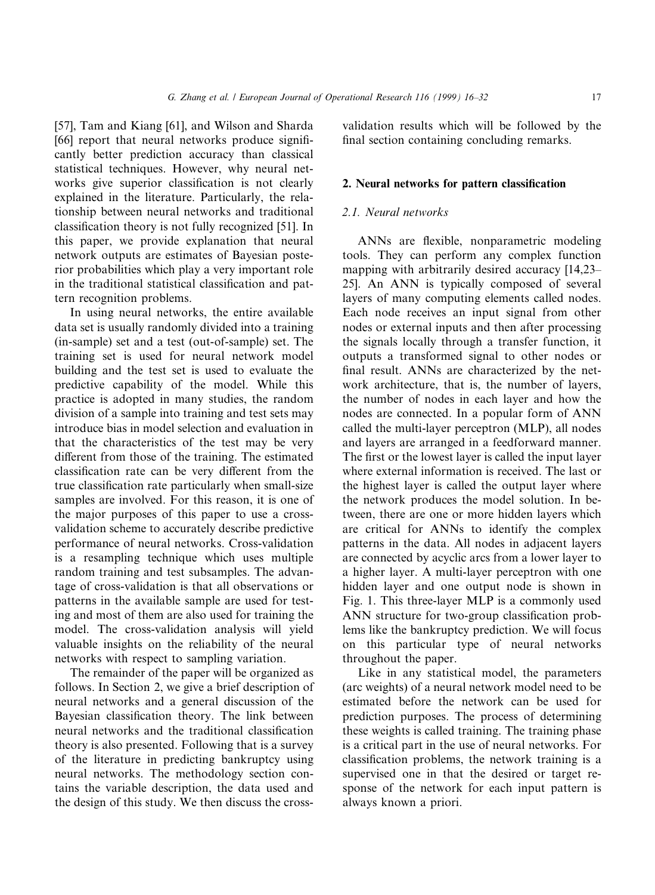[57], Tam and Kiang [61], and Wilson and Sharda [66] report that neural networks produce significantly better prediction accuracy than classical statistical techniques. However, why neural networks give superior classification is not clearly explained in the literature. Particularly, the relationship between neural networks and traditional classification theory is not fully recognized [51]. In this paper, we provide explanation that neural network outputs are estimates of Bayesian posterior probabilities which play a very important role in the traditional statistical classification and pattern recognition problems.

In using neural networks, the entire available data set is usually randomly divided into a training (in-sample) set and a test (out-of-sample) set. The training set is used for neural network model building and the test set is used to evaluate the predictive capability of the model. While this practice is adopted in many studies, the random division of a sample into training and test sets may introduce bias in model selection and evaluation in that the characteristics of the test may be very different from those of the training. The estimated classification rate can be very different from the true classification rate particularly when small-size samples are involved. For this reason, it is one of the major purposes of this paper to use a cross-validation scheme to accurately describe predictive performance of neural networks. Cross-validation is a resampling technique which uses multiple random training and test subsamples. The advantage of cross-validation is that all observations or patterns in the available sample are used for testing and most of them are also used for training the model. The cross-validation analysis will yield valuable insights on the reliability of the neural networks with respect to sampling variation.

The remainder of the paper will be organized as follows. In Section 2, we give a brief description of neural networks and a general discussion of the Bayesian classification theory. The link between neural networks and the traditional classification theory is also presented. Following that is a survey of the literature in predicting bankruptcy using neural networks. The methodology section contains the variable description, the data used and the design of this study. We then discuss the cross-validation results which will be followed by the final section containing concluding remarks.

## 2. Neural networks for pattern classification

### 2.1. Neural networks

ANNs are flexible, nonparametric modeling tools. They can perform any complex function mapping with arbitrarily desired accuracy [14,23–25]. An ANN is typically composed of several layers of many computing elements called nodes. Each node receives an input signal from other nodes or external inputs and then after processing the signals locally through a transfer function, it outputs a transformed signal to other nodes or final result. ANNs are characterized by the network architecture, that is, the number of layers, the number of nodes in each layer and how the nodes are connected. In a popular form of ANN called the multi-layer perceptron (MLP), all nodes and layers are arranged in a feedforward manner. The first or the lowest layer is called the input layer where external information is received. The last or the highest layer is called the output layer where the network produces the model solution. In between, there are one or more hidden layers which are critical for ANNs to identify the complex patterns in the data. All nodes in adjacent layers are connected by acyclic arcs from a lower layer to a higher layer. A multi-layer perceptron with one hidden layer and one output node is shown in Fig. 1. This three-layer MLP is a commonly used ANN structure for two-group classification problems like the bankruptcy prediction. We will focus on this particular type of neural networks throughout the paper.

Like in any statistical model, the parameters (arc weights) of a neural network model need to be estimated before the network can be used for prediction purposes. The process of determining these weights is called training. The training phase is a critical part in the use of neural networks. For classification problems, the network training is a supervised one in that the desired or target response of the network for each input pattern is always known a priori.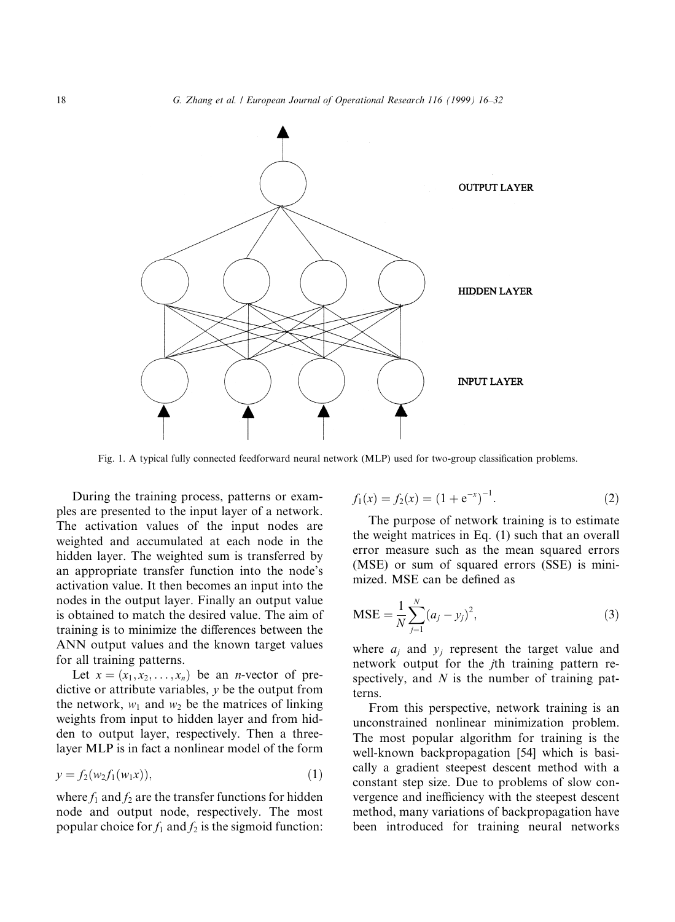Fig. 1. A typical fully connected feedforward neural network (MLP) used for two-group classification problems.

During the training process, patterns or examples are presented to the input layer of a network. The activation values of the input nodes are weighted and accumulated at each node in the hidden layer. The weighted sum is transferred by an appropriate transfer function into the node's activation value. It then becomes an input into the nodes in the output layer. Finally an output value is obtained to match the desired value. The aim of training is to minimize the differences between the ANN output values and the known target values for all training patterns.

Let $x = (x_1, x_2, \ldots, x_n)$ be an $n$-vector of predictive or attribute variables, $y$ be the output from the network, $w_1$ and $w_2$ be the matrices of linking weights from input to hidden layer and from hidden to output layer, respectively. Then a three-layer MLP is in fact a nonlinear model of the form

$$y = f_2(w_2 f_1(w_1 x)), \tag{1}$$

where $f_1$ and $f_2$ are the transfer functions for hidden node and output node, respectively. The most popular choice for $f_1$ and $f_2$ is the sigmoid function:

$$f_1(x) = f_2(x) = (1 + \mathrm{e}^{-x})^{-1}. \tag{2}$$

The purpose of network training is to estimate the weight matrices in Eq. (1) such that an overall error measure such as the mean squared errors (MSE) or sum of squared errors (SSE) is minimized. MSE can be defined as

$$\mathrm{MSE} = \frac{1}{N} \sum_{j=1}^{N} (a_j - y_j)^2, \tag{3}$$

where $a_j$ and $y_j$ represent the target value and network output for the $j$th training pattern respectively, and $N$ is the number of training patterns.

From this perspective, network training is an unconstrained nonlinear minimization problem. The most popular algorithm for training is the well-known backpropagation [54] which is basically a gradient steepest descent method with a constant step size. Due to problems of slow convergence and inefficiency with the steepest descent method, many variations of backpropagation have been introduced for training neural networks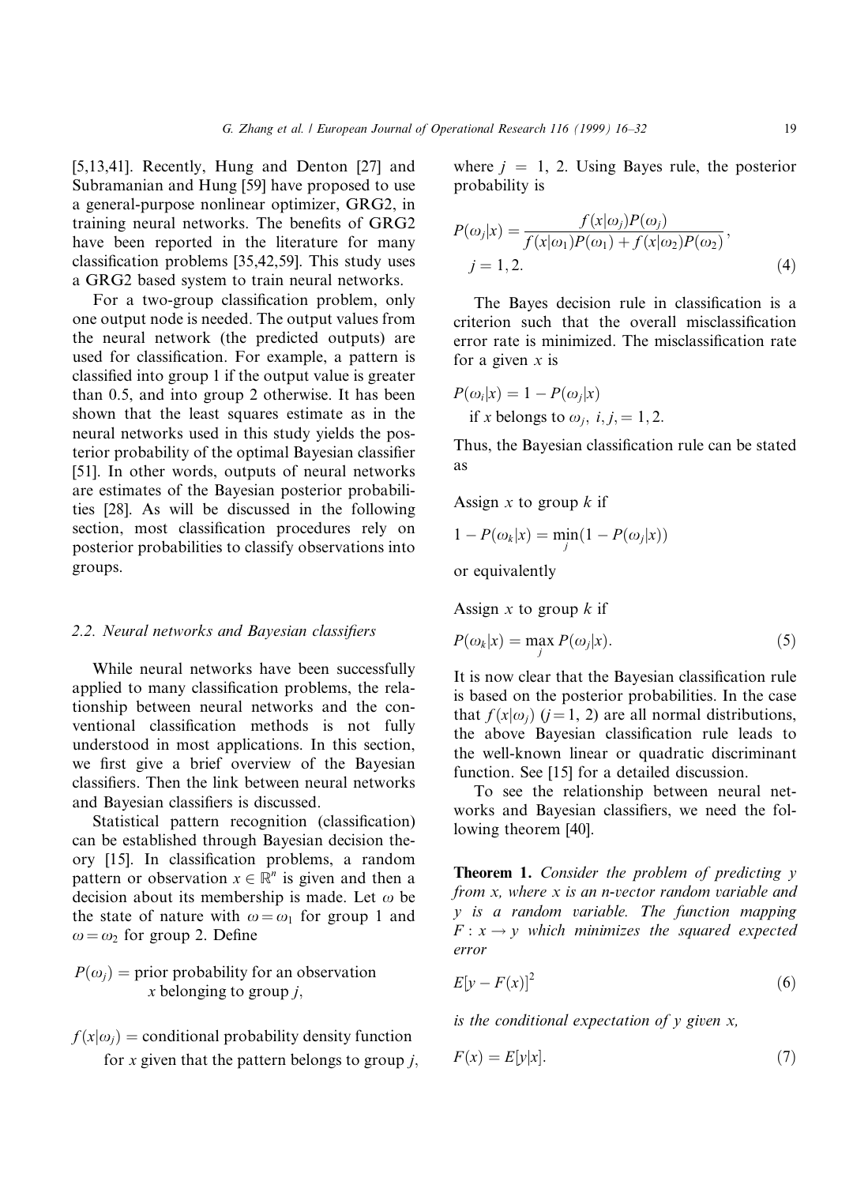[5,13,41]. Recently, Hung and Denton [27] and Subramanian and Hung [59] have proposed to use a general-purpose nonlinear optimizer, GRG2, in training neural networks. The benefits of GRG2 have been reported in the literature for many classification problems [35,42,59]. This study uses a GRG2 based system to train neural networks.

For a two-group classification problem, only one output node is needed. The output values from the neural network (the predicted outputs) are used for classification. For example, a pattern is classified into group 1 if the output value is greater than 0.5, and into group 2 otherwise. It has been shown that the least squares estimate as in the neural networks used in this study yields the posterior probability of the optimal Bayesian classifier [51]. In other words, outputs of neural networks are estimates of the Bayesian posterior probabilities [28]. As will be discussed in the following section, most classification procedures rely on posterior probabilities to classify observations into groups.

### 2.2. Neural networks and Bayesian classifiers

While neural networks have been successfully applied to many classification problems, the relationship between neural networks and the conventional classification methods is not fully understood in most applications. In this section, we first give a brief overview of the Bayesian classifiers. Then the link between neural networks and Bayesian classifiers is discussed.

Statistical pattern recognition (classification) can be established through Bayesian decision theory [15]. In classification problems, a random pattern or observation $x \in \mathbb{R}^n$ is given and then a decision about its membership is made. Let $\omega$ be the state of nature with $\omega = \omega_1$ for group 1 and $\omega = \omega_2$ for group 2. Define

$P(\omega_j)$ = prior probability for an observation $x$ belonging to group $j$,

$f(x|\omega_j)$ = conditional probability density function for $x$ given that the pattern belongs to group $j$,

where $j = 1, 2$. Using Bayes rule, the posterior probability is

$$P(\omega_j|x) = \frac{f(x|\omega_j)P(\omega_j)}{f(x|\omega_1)P(\omega_1) + f(x|\omega_2)P(\omega_2)}, \quad j = 1, 2. \tag{4}$$

The Bayes decision rule in classification is a criterion such that the overall misclassification error rate is minimized. The misclassification rate for a given $x$ is

$$P(\omega_i|x) = 1 - P(\omega_j|x) \quad \text{if } x \text{ belongs to } \omega_j,\ i, j, = 1, 2.$$

Thus, the Bayesian classification rule can be stated as

Assign $x$ to group $k$ if

$$1 - P(\omega_k|x) = \min_j (1 - P(\omega_j|x))$$

or equivalently

Assign $x$ to group $k$ if

$$P(\omega_k|x) = \max_j P(\omega_j|x). \tag{5}$$

It is now clear that the Bayesian classification rule is based on the posterior probabilities. In the case that $f(x|\omega_j)$ ($j = 1, 2$) are all normal distributions, the above Bayesian classification rule leads to the well-known linear or quadratic discriminant function. See [15] for a detailed discussion.

To see the relationship between neural networks and Bayesian classifiers, we need the following theorem [40].

**Theorem 1.** *Consider the problem of predicting $y$ from $x$, where $x$ is an $n$-vector random variable and $y$ is a random variable. The function mapping $F : x \rightarrow y$ which minimizes the squared expected error*

$$E[y - F(x)]^2 \tag{6}$$

*is the conditional expectation of $y$ given $x$,*

$$F(x) = E[y|x]. \tag{7}$$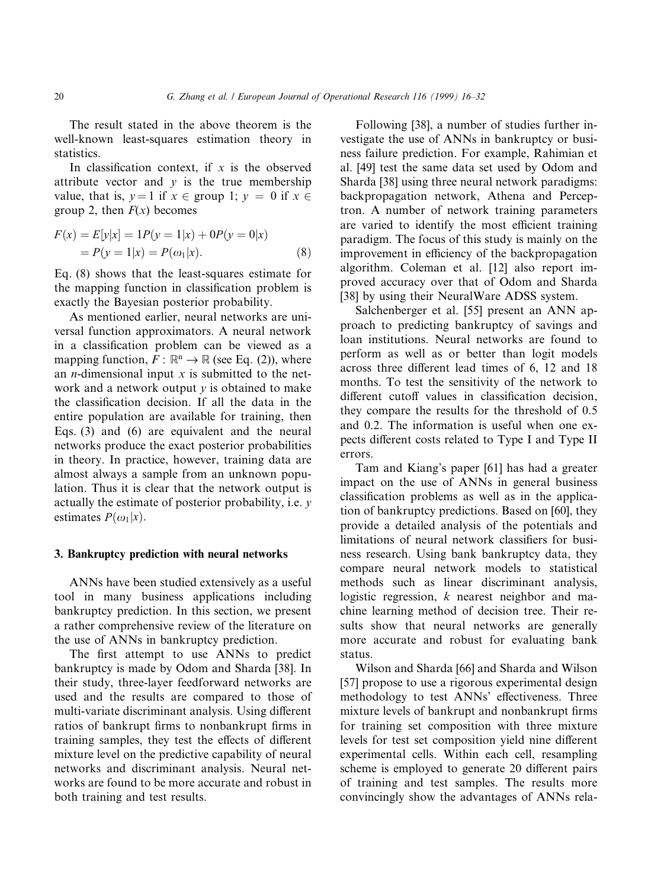The result stated in the above theorem is the well-known least-squares estimation theory in statistics.

In classification context, if $x$ is the observed attribute vector and $y$ is the true membership value, that is, $y = 1$ if $x \in$ group 1; $y = 0$ if $x \in$ group 2, then $F(x)$ becomes

$$
\begin{aligned}
F(x) &= E[y|x] = 1P(y=1|x) + 0P(y=0|x) \\
&= P(y=1|x) = P(\omega_1|x). \qquad (8)
\end{aligned}
$$

Eq. (8) shows that the least-squares estimate for the mapping function in classification problem is exactly the Bayesian posterior probability.

As mentioned earlier, neural networks are universal function approximators. A neural network in a classification problem can be viewed as a mapping function, $F: \mathbb{R}^n \to \mathbb{R}$ (see Eq. (2)), where an $n$-dimensional input $x$ is submitted to the network and a network output $y$ is obtained to make the classification decision. If all the data in the entire population are available for training, then Eqs. (3) and (6) are equivalent and the neural networks produce the exact posterior probabilities in theory. In practice, however, training data are almost always a sample from an unknown population. Thus it is clear that the network output is actually the estimate of posterior probability, i.e. $y$ estimates $P(\omega_1|x)$.

## 3. Bankruptcy prediction with neural networks

ANNs have been studied extensively as a useful tool in many business applications including bankruptcy prediction. In this section, we present a rather comprehensive review of the literature on the use of ANNs in bankruptcy prediction.

The first attempt to use ANNs to predict bankruptcy is made by Odom and Sharda [38]. In their study, three-layer feedforward networks are used and the results are compared to those of multi-variate discriminant analysis. Using different ratios of bankrupt firms to nonbankrupt firms in training samples, they test the effects of different mixture level on the predictive capability of neural networks and discriminant analysis. Neural networks are found to be more accurate and robust in both training and test results.

Following [38], a number of studies further investigate the use of ANNs in bankruptcy or business failure prediction. For example, Rahimian et al. [49] test the same data set used by Odom and Sharda [38] using three neural network paradigms: backpropagation network, Athena and Perceptron. A number of network training parameters are varied to identify the most efficient training paradigm. The focus of this study is mainly on the improvement in efficiency of the backpropagation algorithm. Coleman et al. [12] also report improved accuracy over that of Odom and Sharda [38] by using their NeuralWare ADSS system.

Salchenberger et al. [55] present an ANN approach to predicting bankruptcy of savings and loan institutions. Neural networks are found to perform as well as or better than logit models across three different lead times of 6, 12 and 18 months. To test the sensitivity of the network to different cutoff values in classification decision, they compare the results for the threshold of 0.5 and 0.2. The information is useful when one expects different costs related to Type I and Type II errors.

Tam and Kiang's paper [61] has had a greater impact on the use of ANNs in general business classification problems as well as in the application of bankruptcy predictions. Based on [60], they provide a detailed analysis of the potentials and limitations of neural network classifiers for business research. Using bank bankruptcy data, they compare neural network models to statistical methods such as linear discriminant analysis, logistic regression, $k$ nearest neighbor and machine learning method of decision tree. Their results show that neural networks are generally more accurate and robust for evaluating bank status.

Wilson and Sharda [66] and Sharda and Wilson [57] propose to use a rigorous experimental design methodology to test ANNs' effectiveness. Three mixture levels of bankrupt and nonbankrupt firms for training set composition with three mixture levels for test set composition yield nine different experimental cells. Within each cell, resampling scheme is employed to generate 20 different pairs of training and test samples. The results more convincingly show the advantages of ANNs rela-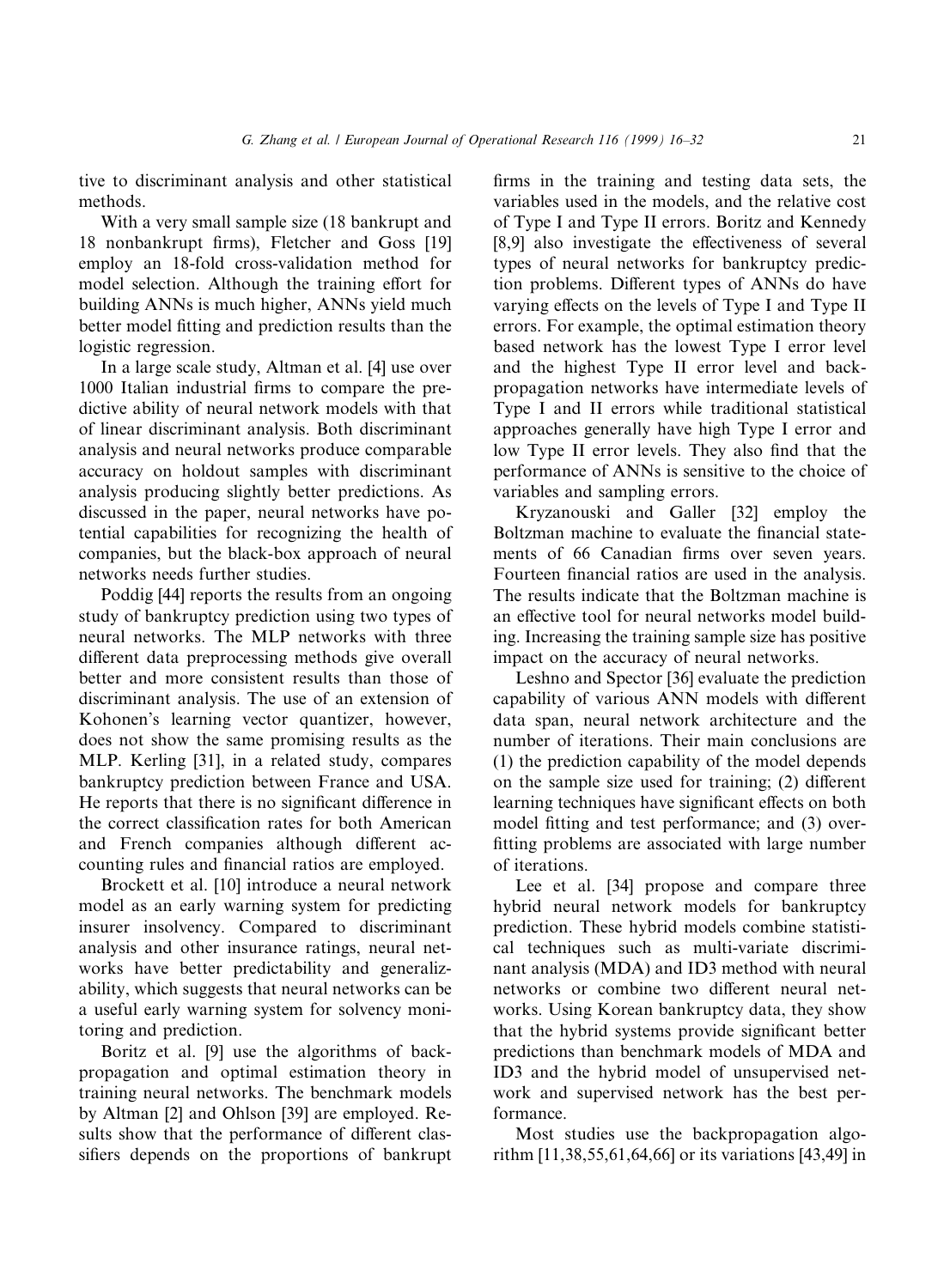tive to discriminant analysis and other statistical methods.

With a very small sample size (18 bankrupt and 18 nonbankrupt firms), Fletcher and Goss [19] employ an 18-fold cross-validation method for model selection. Although the training effort for building ANNs is much higher, ANNs yield much better model fitting and prediction results than the logistic regression.

In a large scale study, Altman et al. [4] use over 1000 Italian industrial firms to compare the predictive ability of neural network models with that of linear discriminant analysis. Both discriminant analysis and neural networks produce comparable accuracy on holdout samples with discriminant analysis producing slightly better predictions. As discussed in the paper, neural networks have potential capabilities for recognizing the health of companies, but the black-box approach of neural networks needs further studies.

Poddig [44] reports the results from an ongoing study of bankruptcy prediction using two types of neural networks. The MLP networks with three different data preprocessing methods give overall better and more consistent results than those of discriminant analysis. The use of an extension of Kohonen's learning vector quantizer, however, does not show the same promising results as the MLP. Kerling [31], in a related study, compares bankruptcy prediction between France and USA. He reports that there is no significant difference in the correct classification rates for both American and French companies although different accounting rules and financial ratios are employed.

Brockett et al. [10] introduce a neural network model as an early warning system for predicting insurer insolvency. Compared to discriminant analysis and other insurance ratings, neural networks have better predictability and generalizability, which suggests that neural networks can be a useful early warning system for solvency monitoring and prediction.

Boritz et al. [9] use the algorithms of backpropagation and optimal estimation theory in training neural networks. The benchmark models by Altman [2] and Ohlson [39] are employed. Results show that the performance of different classifiers depends on the proportions of bankrupt firms in the training and testing data sets, the variables used in the models, and the relative cost of Type I and Type II errors. Boritz and Kennedy [8,9] also investigate the effectiveness of several types of neural networks for bankruptcy prediction problems. Different types of ANNs do have varying effects on the levels of Type I and Type II errors. For example, the optimal estimation theory based network has the lowest Type I error level and the highest Type II error level and backpropagation networks have intermediate levels of Type I and II errors while traditional statistical approaches generally have high Type I error and low Type II error levels. They also find that the performance of ANNs is sensitive to the choice of variables and sampling errors.

Kryzanouski and Galler [32] employ the Boltzman machine to evaluate the financial statements of 66 Canadian firms over seven years. Fourteen financial ratios are used in the analysis. The results indicate that the Boltzman machine is an effective tool for neural networks model building. Increasing the training sample size has positive impact on the accuracy of neural networks.

Leshno and Spector [36] evaluate the prediction capability of various ANN models with different data span, neural network architecture and the number of iterations. Their main conclusions are (1) the prediction capability of the model depends on the sample size used for training; (2) different learning techniques have significant effects on both model fitting and test performance; and (3) overfitting problems are associated with large number of iterations.

Lee et al. [34] propose and compare three hybrid neural network models for bankruptcy prediction. These hybrid models combine statistical techniques such as multi-variate discriminant analysis (MDA) and ID3 method with neural networks or combine two different neural networks. Using Korean bankruptcy data, they show that the hybrid systems provide significant better predictions than benchmark models of MDA and ID3 and the hybrid model of unsupervised network and supervised network has the best performance.

Most studies use the backpropagation algorithm [11,38,55,61,64,66] or its variations [43,49] in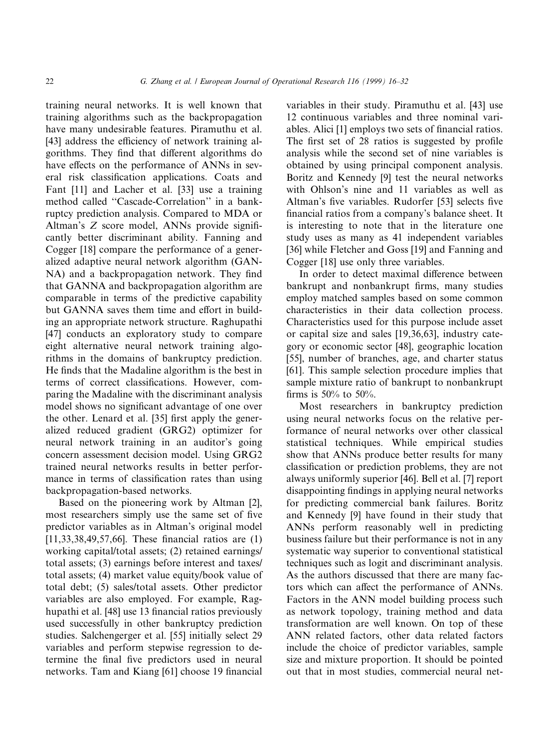training neural networks. It is well known that training algorithms such as the backpropagation have many undesirable features. Piramuthu et al. [43] address the efficiency of network training algorithms. They find that different algorithms do have effects on the performance of ANNs in several risk classification applications. Coats and Fant [11] and Lacher et al. [33] use a training method called "Cascade-Correlation" in a bankruptcy prediction analysis. Compared to MDA or Altman's $Z$ score model, ANNs provide significantly better discriminant ability. Fanning and Cogger [18] compare the performance of a generalized adaptive neural network algorithm (GANNA) and a backpropagation network. They find that GANNA and backpropagation algorithm are comparable in terms of the predictive capability but GANNA saves them time and effort in building an appropriate network structure. Raghupathi [47] conducts an exploratory study to compare eight alternative neural network training algorithms in the domains of bankruptcy prediction. He finds that the Madaline algorithm is the best in terms of correct classifications. However, comparing the Madaline with the discriminant analysis model shows no significant advantage of one over the other. Lenard et al. [35] first apply the generalized reduced gradient (GRG2) optimizer for neural network training in an auditor's going concern assessment decision model. Using GRG2 trained neural networks results in better performance in terms of classification rates than using backpropagation-based networks.

Based on the pioneering work by Altman [2], most researchers simply use the same set of five predictor variables as in Altman's original model [11,33,38,49,57,66]. These financial ratios are (1) working capital/total assets; (2) retained earnings/total assets; (3) earnings before interest and taxes/total assets; (4) market value equity/book value of total debt; (5) sales/total assets. Other predictor variables are also employed. For example, Raghupathi et al. [48] use 13 financial ratios previously used successfully in other bankruptcy prediction studies. Salchengerger et al. [55] initially select 29 variables and perform stepwise regression to determine the final five predictors used in neural networks. Tam and Kiang [61] choose 19 financial variables in their study. Piramuthu et al. [43] use 12 continuous variables and three nominal variables. Alici [1] employs two sets of financial ratios. The first set of 28 ratios is suggested by profile analysis while the second set of nine variables is obtained by using principal component analysis. Boritz and Kennedy [9] test the neural networks with Ohlson's nine and 11 variables as well as Altman's five variables. Rudorfer [53] selects five financial ratios from a company's balance sheet. It is interesting to note that in the literature one study uses as many as 41 independent variables [36] while Fletcher and Goss [19] and Fanning and Cogger [18] use only three variables.

In order to detect maximal difference between bankrupt and nonbankrupt firms, many studies employ matched samples based on some common characteristics in their data collection process. Characteristics used for this purpose include asset or capital size and sales [19,36,63], industry category or economic sector [48], geographic location [55], number of branches, age, and charter status [61]. This sample selection procedure implies that sample mixture ratio of bankrupt to nonbankrupt firms is 50% to 50%.

Most researchers in bankruptcy prediction using neural networks focus on the relative performance of neural networks over other classical statistical techniques. While empirical studies show that ANNs produce better results for many classification or prediction problems, they are not always uniformly superior [46]. Bell et al. [7] report disappointing findings in applying neural networks for predicting commercial bank failures. Boritz and Kennedy [9] have found in their study that ANNs perform reasonably well in predicting business failure but their performance is not in any systematic way superior to conventional statistical techniques such as logit and discriminant analysis. As the authors discussed that there are many factors which can affect the performance of ANNs. Factors in the ANN model building process such as network topology, training method and data transformation are well known. On top of these ANN related factors, other data related factors include the choice of predictor variables, sample size and mixture proportion. It should be pointed out that in most studies, commercial neural net-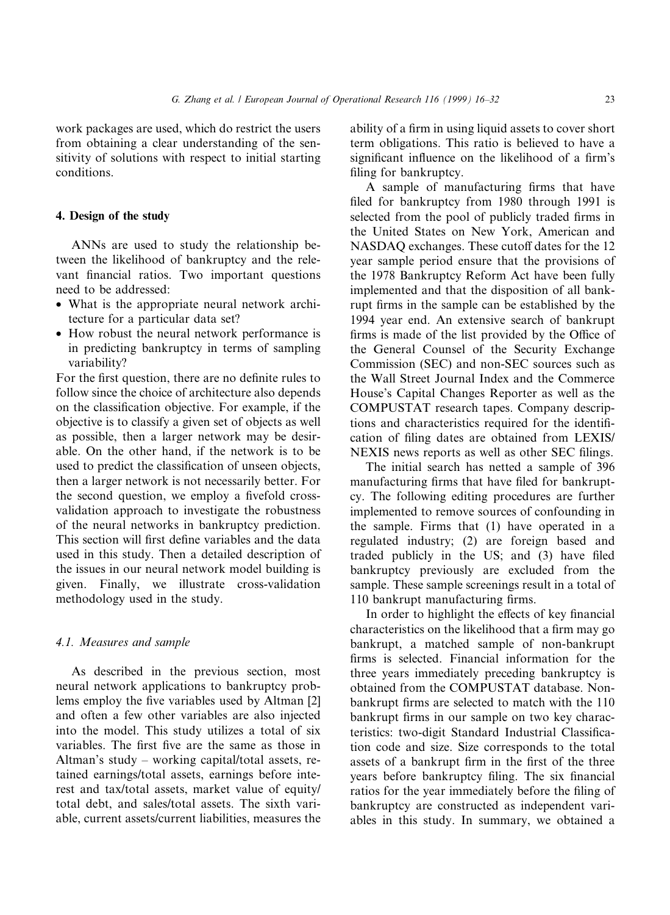work packages are used, which do restrict the users from obtaining a clear understanding of the sensitivity of solutions with respect to initial starting conditions.

## 4. Design of the study

ANNs are used to study the relationship between the likelihood of bankruptcy and the relevant financial ratios. Two important questions need to be addressed:

- What is the appropriate neural network architecture for a particular data set?
- How robust the neural network performance is in predicting bankruptcy in terms of sampling variability?

For the first question, there are no definite rules to follow since the choice of architecture also depends on the classification objective. For example, if the objective is to classify a given set of objects as well as possible, then a larger network may be desirable. On the other hand, if the network is to be used to predict the classification of unseen objects, then a larger network is not necessarily better. For the second question, we employ a fivefold cross-validation approach to investigate the robustness of the neural networks in bankruptcy prediction. This section will first define variables and the data used in this study. Then a detailed description of the issues in our neural network model building is given. Finally, we illustrate cross-validation methodology used in the study.

### *4.1. Measures and sample*

As described in the previous section, most neural network applications to bankruptcy problems employ the five variables used by Altman [2] and often a few other variables are also injected into the model. This study utilizes a total of six variables. The first five are the same as those in Altman's study – working capital/total assets, retained earnings/total assets, earnings before interest and tax/total assets, market value of equity/total debt, and sales/total assets. The sixth variable, current assets/current liabilities, measures the ability of a firm in using liquid assets to cover short term obligations. This ratio is believed to have a significant influence on the likelihood of a firm's filing for bankruptcy.

A sample of manufacturing firms that have filed for bankruptcy from 1980 through 1991 is selected from the pool of publicly traded firms in the United States on New York, American and NASDAQ exchanges. These cutoff dates for the 12 year sample period ensure that the provisions of the 1978 Bankruptcy Reform Act have been fully implemented and that the disposition of all bankrupt firms in the sample can be established by the 1994 year end. An extensive search of bankrupt firms is made of the list provided by the Office of the General Counsel of the Security Exchange Commission (SEC) and non-SEC sources such as the Wall Street Journal Index and the Commerce House's Capital Changes Reporter as well as the COMPUSTAT research tapes. Company descriptions and characteristics required for the identification of filing dates are obtained from LEXIS/NEXIS news reports as well as other SEC filings.

The initial search has netted a sample of 396 manufacturing firms that have filed for bankruptcy. The following editing procedures are further implemented to remove sources of confounding in the sample. Firms that (1) have operated in a regulated industry; (2) are foreign based and traded publicly in the US; and (3) have filed bankruptcy previously are excluded from the sample. These sample screenings result in a total of 110 bankrupt manufacturing firms.

In order to highlight the effects of key financial characteristics on the likelihood that a firm may go bankrupt, a matched sample of non-bankrupt firms is selected. Financial information for the three years immediately preceding bankruptcy is obtained from the COMPUSTAT database. Non-bankrupt firms are selected to match with the 110 bankrupt firms in our sample on two key characteristics: two-digit Standard Industrial Classification code and size. Size corresponds to the total assets of a bankrupt firm in the first of the three years before bankruptcy filing. The six financial ratios for the year immediately before the filing of bankruptcy are constructed as independent variables in this study. In summary, we obtained a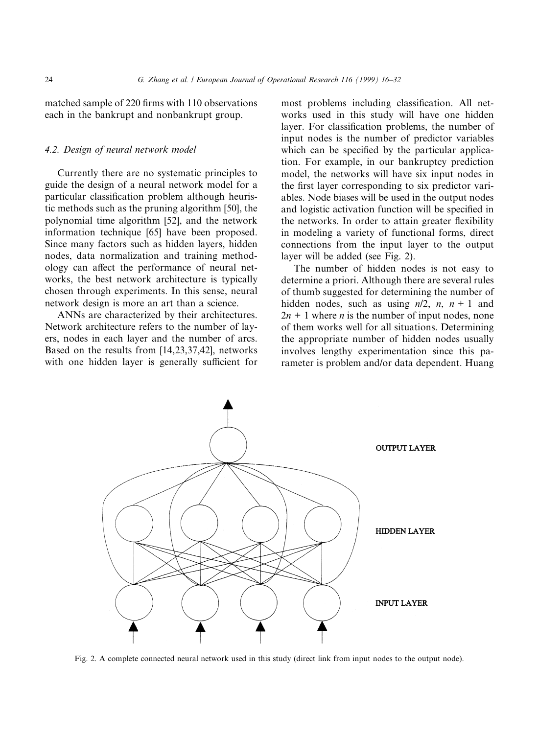matched sample of 220 firms with 110 observations each in the bankrupt and nonbankrupt group.

### 4.2. Design of neural network model

Currently there are no systematic principles to guide the design of a neural network model for a particular classification problem although heuristic methods such as the pruning algorithm [50], the polynomial time algorithm [52], and the network information technique [65] have been proposed. Since many factors such as hidden layers, hidden nodes, data normalization and training methodology can affect the performance of neural networks, the best network architecture is typically chosen through experiments. In this sense, neural network design is more an art than a science.

ANNs are characterized by their architectures. Network architecture refers to the number of layers, nodes in each layer and the number of arcs. Based on the results from [14,23,37,42], networks with one hidden layer is generally sufficient for most problems including classification. All networks used in this study will have one hidden layer. For classification problems, the number of input nodes is the number of predictor variables which can be specified by the particular application. For example, in our bankruptcy prediction model, the networks will have six input nodes in the first layer corresponding to six predictor variables. Node biases will be used in the output nodes and logistic activation function will be specified in the networks. In order to attain greater flexibility in modeling a variety of functional forms, direct connections from the input layer to the output layer will be added (see Fig. 2).

The number of hidden nodes is not easy to determine a priori. Although there are several rules of thumb suggested for determining the number of hidden nodes, such as using $n/2$, $n$, $n+1$ and $2n+1$ where $n$ is the number of input nodes, none of them works well for all situations. Determining the appropriate number of hidden nodes usually involves lengthy experimentation since this parameter is problem and/or data dependent. Huang

Fig. 2. A complete connected neural network used in this study (direct link from input nodes to the output node).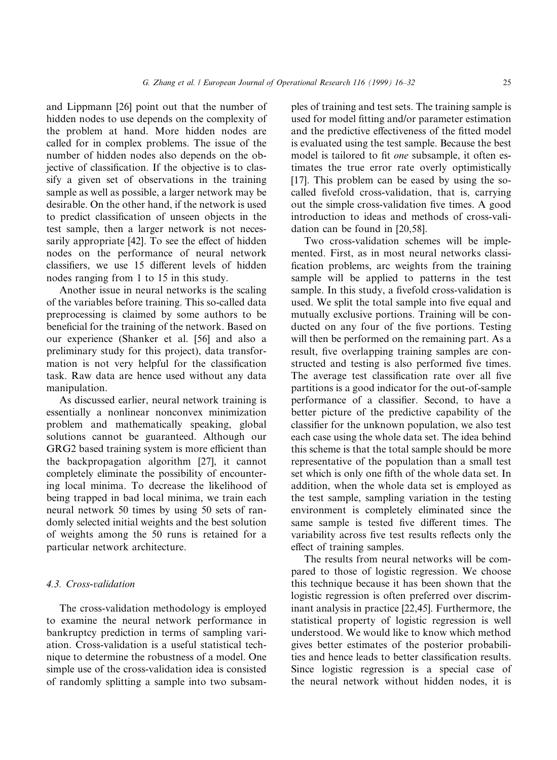and Lippmann [26] point out that the number of hidden nodes to use depends on the complexity of the problem at hand. More hidden nodes are called for in complex problems. The issue of the number of hidden nodes also depends on the objective of classification. If the objective is to classify a given set of observations in the training sample as well as possible, a larger network may be desirable. On the other hand, if the network is used to predict classification of unseen objects in the test sample, then a larger network is not necessarily appropriate [42]. To see the effect of hidden nodes on the performance of neural network classifiers, we use 15 different levels of hidden nodes ranging from 1 to 15 in this study.

Another issue in neural networks is the scaling of the variables before training. This so-called data preprocessing is claimed by some authors to be beneficial for the training of the network. Based on our experience (Shanker et al. [56] and also a preliminary study for this project), data transformation is not very helpful for the classification task. Raw data are hence used without any data manipulation.

As discussed earlier, neural network training is essentially a nonlinear nonconvex minimization problem and mathematically speaking, global solutions cannot be guaranteed. Although our GRG2 based training system is more efficient than the backpropagation algorithm [27], it cannot completely eliminate the possibility of encountering local minima. To decrease the likelihood of being trapped in bad local minima, we train each neural network 50 times by using 50 sets of randomly selected initial weights and the best solution of weights among the 50 runs is retained for a particular network architecture.

### 4.3. Cross-validation

The cross-validation methodology is employed to examine the neural network performance in bankruptcy prediction in terms of sampling variation. Cross-validation is a useful statistical technique to determine the robustness of a model. One simple use of the cross-validation idea is consisted of randomly splitting a sample into two subsamples of training and test sets. The training sample is used for model fitting and/or parameter estimation and the predictive effectiveness of the fitted model is evaluated using the test sample. Because the best model is tailored to fit *one* subsample, it often estimates the true error rate overly optimistically [17]. This problem can be eased by using the so-called fivefold cross-validation, that is, carrying out the simple cross-validation five times. A good introduction to ideas and methods of cross-validation can be found in [20,58].

Two cross-validation schemes will be implemented. First, as in most neural networks classification problems, arc weights from the training sample will be applied to patterns in the test sample. In this study, a fivefold cross-validation is used. We split the total sample into five equal and mutually exclusive portions. Training will be conducted on any four of the five portions. Testing will then be performed on the remaining part. As a result, five overlapping training samples are constructed and testing is also performed five times. The average test classification rate over all five partitions is a good indicator for the out-of-sample performance of a classifier. Second, to have a better picture of the predictive capability of the classifier for the unknown population, we also test each case using the whole data set. The idea behind this scheme is that the total sample should be more representative of the population than a small test set which is only one fifth of the whole data set. In addition, when the whole data set is employed as the test sample, sampling variation in the testing environment is completely eliminated since the same sample is tested five different times. The variability across five test results reflects only the effect of training samples.

The results from neural networks will be compared to those of logistic regression. We choose this technique because it has been shown that the logistic regression is often preferred over discriminant analysis in practice [22,45]. Furthermore, the statistical property of logistic regression is well understood. We would like to know which method gives better estimates of the posterior probabilities and hence leads to better classification results. Since logistic regression is a special case of the neural network without hidden nodes, it is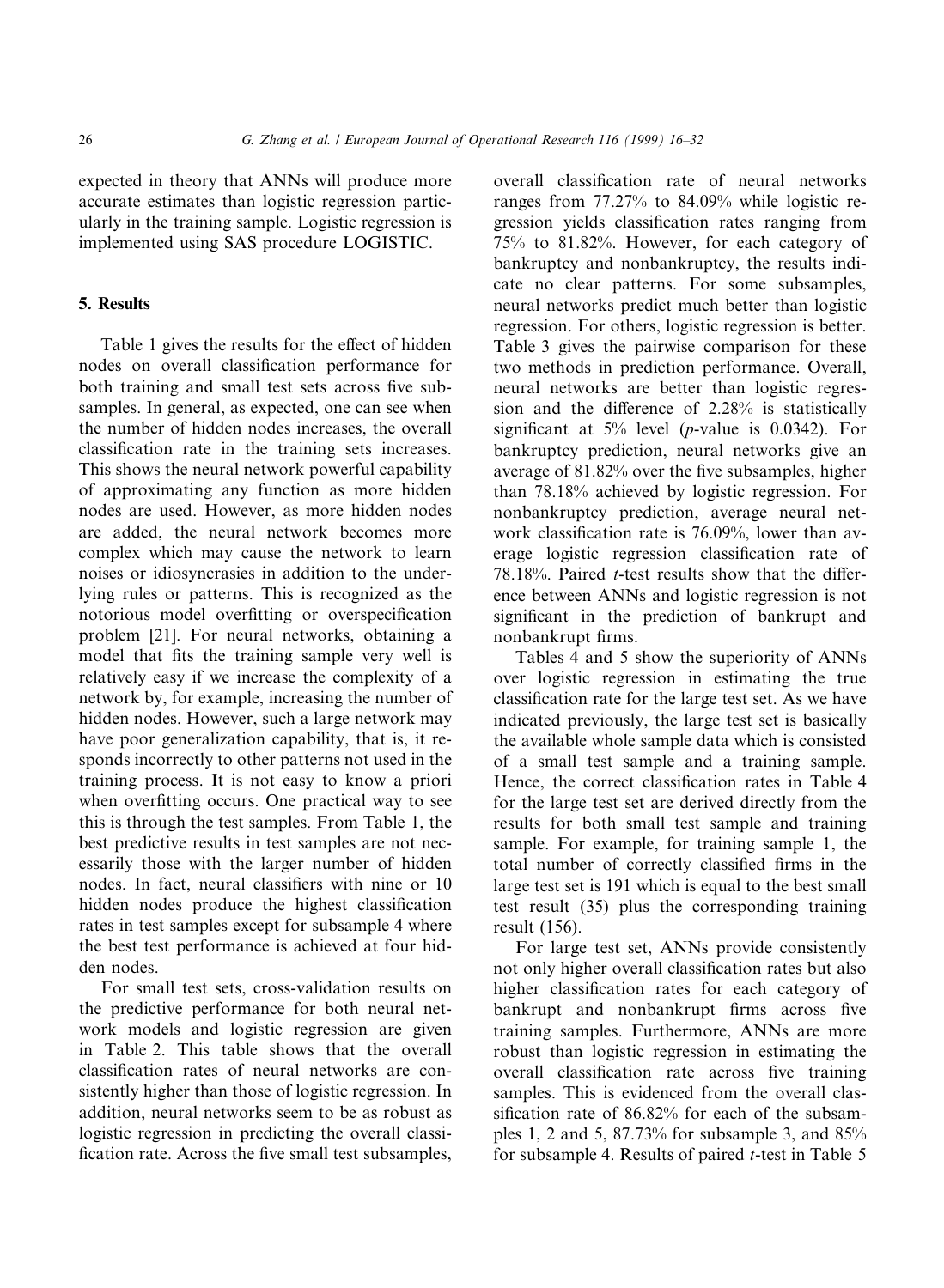expected in theory that ANNs will produce more accurate estimates than logistic regression particularly in the training sample. Logistic regression is implemented using SAS procedure LOGISTIC.

## 5. Results

Table 1 gives the results for the effect of hidden nodes on overall classification performance for both training and small test sets across five subsamples. In general, as expected, one can see when the number of hidden nodes increases, the overall classification rate in the training sets increases. This shows the neural network powerful capability of approximating any function as more hidden nodes are used. However, as more hidden nodes are added, the neural network becomes more complex which may cause the network to learn noises or idiosyncrasies in addition to the underlying rules or patterns. This is recognized as the notorious model overfitting or overspecification problem [21]. For neural networks, obtaining a model that fits the training sample very well is relatively easy if we increase the complexity of a network by, for example, increasing the number of hidden nodes. However, such a large network may have poor generalization capability, that is, it responds incorrectly to other patterns not used in the training process. It is not easy to know a priori when overfitting occurs. One practical way to see this is through the test samples. From Table 1, the best predictive results in test samples are not necessarily those with the larger number of hidden nodes. In fact, neural classifiers with nine or 10 hidden nodes produce the highest classification rates in test samples except for subsample 4 where the best test performance is achieved at four hidden nodes.

For small test sets, cross-validation results on the predictive performance for both neural network models and logistic regression are given in Table 2. This table shows that the overall classification rates of neural networks are consistently higher than those of logistic regression. In addition, neural networks seem to be as robust as logistic regression in predicting the overall classification rate. Across the five small test subsamples, overall classification rate of neural networks ranges from 77.27% to 84.09% while logistic regression yields classification rates ranging from 75% to 81.82%. However, for each category of bankruptcy and nonbankruptcy, the results indicate no clear patterns. For some subsamples, neural networks predict much better than logistic regression. For others, logistic regression is better. Table 3 gives the pairwise comparison for these two methods in prediction performance. Overall, neural networks are better than logistic regression and the difference of 2.28% is statistically significant at 5% level ($p$-value is 0.0342). For bankruptcy prediction, neural networks give an average of 81.82% over the five subsamples, higher than 78.18% achieved by logistic regression. For nonbankruptcy prediction, average neural network classification rate is 76.09%, lower than average logistic regression classification rate of 78.18%. Paired $t$-test results show that the difference between ANNs and logistic regression is not significant in the prediction of bankrupt and nonbankrupt firms.

Tables 4 and 5 show the superiority of ANNs over logistic regression in estimating the true classification rate for the large test set. As we have indicated previously, the large test set is basically the available whole sample data which is consisted of a small test sample and a training sample. Hence, the correct classification rates in Table 4 for the large test set are derived directly from the results for both small test sample and training sample. For example, for training sample 1, the total number of correctly classified firms in the large test set is 191 which is equal to the best small test result (35) plus the corresponding training result (156).

For large test set, ANNs provide consistently not only higher overall classification rates but also higher classification rates for each category of bankrupt and nonbankrupt firms across five training samples. Furthermore, ANNs are more robust than logistic regression in estimating the overall classification rate across five training samples. This is evidenced from the overall classification rate of 86.82% for each of the subsamples 1, 2 and 5, 87.73% for subsample 3, and 85% for subsample 4. Results of paired $t$-test in Table 5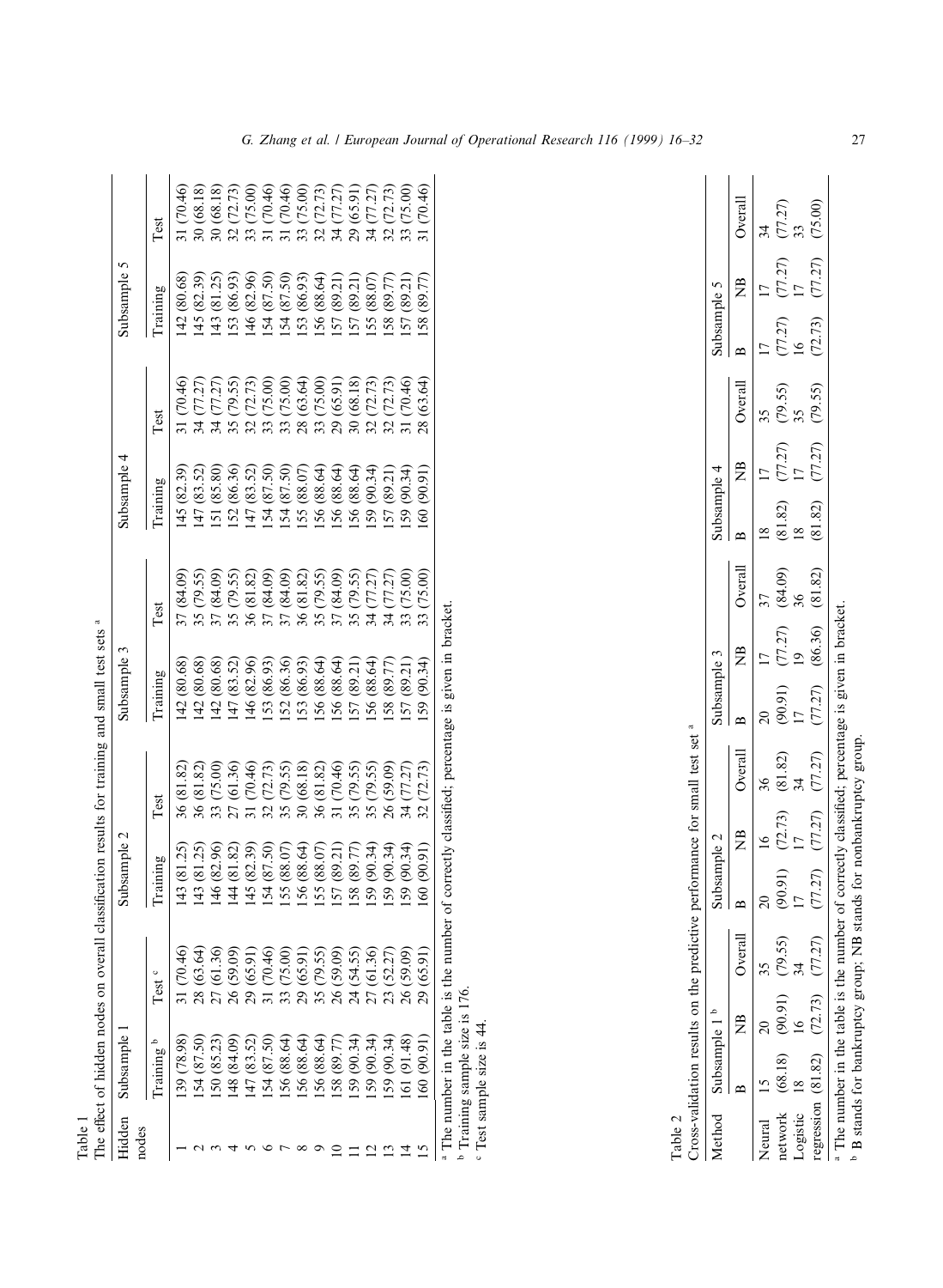Table 1

The effect of hidden nodes on overall classification results for training and small test sets [a]

| Hidden nodes | Subsample 1 | | Subsample 2 | | Subsample 3 | | Subsample 4 | | Subsample 5 | |
|---|---|---|---|---|---|---|---|---|---|---|
| | Training [b] | Test [c] | Training | Test | Training | Test | Training | Test | Training | Test |
| 1 | 139 (78.98) | 31 (70.46) | 143 (81.25) | 36 (81.82) | 142 (80.68) | 37 (84.09) | 145 (82.39) | 31 (70.46) | 142 (80.68) | 31 (70.46) |
| 2 | 154 (87.50) | 28 (63.64) | 143 (81.25) | 36 (81.82) | 142 (80.68) | 35 (79.55) | 147 (83.52) | 34 (77.27) | 145 (82.39) | 30 (68.18) |
| 3 | 150 (85.23) | 27 (61.36) | 146 (82.96) | 33 (75.00) | 142 (80.68) | 37 (84.09) | 151 (85.80) | 34 (77.27) | 143 (81.25) | 30 (68.18) |
| 4 | 148 (84.09) | 26 (59.09) | 144 (81.82) | 27 (61.36) | 147 (83.52) | 35 (79.55) | 152 (86.36) | 35 (79.55) | 153 (86.93) | 32 (72.73) |
| 5 | 147 (83.52) | 29 (65.91) | 145 (82.39) | 31 (70.46) | 146 (82.96) | 36 (81.82) | 147 (83.52) | 32 (72.73) | 146 (82.96) | 33 (75.00) |
| 6 | 154 (87.50) | 31 (70.46) | 154 (87.50) | 32 (72.73) | 153 (86.93) | 37 (84.09) | 154 (87.50) | 33 (75.00) | 154 (87.50) | 31 (70.46) |
| 7 | 156 (88.64) | 33 (75.00) | 155 (88.07) | 35 (79.55) | 152 (86.36) | 37 (84.09) | 154 (87.50) | 33 (75.00) | 154 (87.50) | 31 (70.46) |
| 8 | 156 (88.64) | 29 (65.91) | 156 (88.64) | 30 (68.18) | 153 (86.93) | 36 (81.82) | 155 (88.07) | 28 (63.64) | 153 (86.93) | 33 (75.00) |
| 9 | 156 (88.64) | 35 (79.55) | 155 (88.07) | 36 (81.82) | 156 (88.64) | 35 (79.55) | 156 (88.64) | 33 (75.00) | 156 (88.64) | 32 (72.73) |
| 10 | 158 (89.77) | 26 (59.09) | 157 (89.21) | 31 (70.46) | 156 (88.64) | 37 (84.09) | 156 (88.64) | 29 (65.91) | 157 (89.21) | 34 (77.27) |
| 11 | 159 (90.34) | 24 (54.55) | 158 (89.77) | 35 (79.55) | 157 (89.21) | 35 (79.55) | 156 (88.64) | 30 (68.18) | 157 (89.21) | 29 (65.91) |
| 12 | 159 (90.34) | 27 (61.36) | 159 (90.34) | 35 (79.55) | 156 (88.64) | 34 (77.27) | 159 (90.34) | 32 (72.73) | 155 (88.07) | 34 (77.27) |
| 13 | 159 (90.34) | 23 (52.27) | 159 (90.34) | 26 (59.09) | 158 (89.77) | 34 (77.27) | 157 (89.21) | 32 (72.73) | 158 (89.77) | 32 (72.73) |
| 14 | 161 (91.48) | 26 (59.09) | 159 (90.34) | 34 (77.27) | 157 (89.21) | 33 (75.00) | 159 (90.34) | 31 (70.46) | 157 (89.21) | 33 (75.00) |
| 15 | 160 (90.91) | 29 (65.91) | 160 (90.91) | 32 (72.73) | 159 (90.34) | 33 (75.00) | 160 (90.91) | 28 (63.64) | 158 (89.77) | 31 (70.46) |

[a] The number in the table is the number of correctly classified; percentage is given in bracket.

[b] Training sample size is 176.

[c] Test sample size is 44.

Table 2

Cross-validation results on the predictive performance for small test set [a]

| Method | Subsample 1 [b] | | | Subsample 2 | | | Subsample 3 | | | Subsample 4 | | | Subsample 5 | | |
|---|---|---|---|---|---|---|---|---|---|---|---|---|---|---|---|
| | B | NB | Overall | B | NB | Overall | B | NB | Overall | B | NB | Overall | B | NB | Overall |
| Neural network | 15 (68.18) | 20 (90.91) | 35 (79.55) | 20 (90.91) | 16 (72.73) | 36 (81.82) | 20 (90.91) | 17 (77.27) | 37 (84.09) | 18 (81.82) | 17 (77.27) | 35 (79.55) | 17 (77.27) | 17 (77.27) | 34 (77.27) |
| Logistic regression | 18 (81.82) | 16 (72.73) | 34 (77.27) | 17 (77.27) | 17 (77.27) | 34 (77.27) | 17 (77.27) | 19 (86.36) | 36 (81.82) | 18 (81.82) | 17 (77.27) | 35 (79.55) | 16 (72.73) | 17 (77.27) | 33 (75.00) |

[a] The number in the table is the number of correctly classified; percentage is given in bracket.

[b] B stands for bankruptcy group; NB stands for nonbankruptcy group.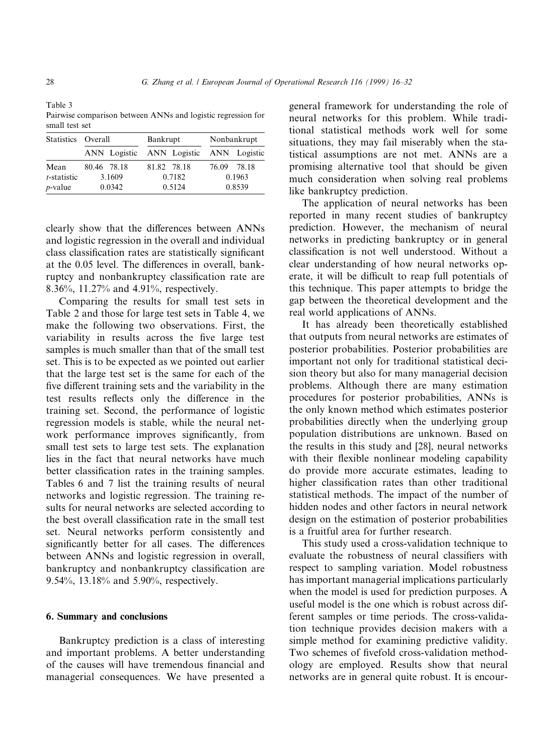Table 3
Pairwise comparison between ANNs and logistic regression for small test set

| Statistics | Overall | | Bankrupt | | Nonbankrupt | |
|---|---|---|---|---|---|---|
| | ANN | Logistic | ANN | Logistic | ANN | Logistic |
| Mean | 80.46 | 78.18 | 81.82 | 78.18 | 76.09 | 78.18 |
| *t*-statistic | 3.1609 | | 0.7182 | | 0.1963 | |
| *p*-value | 0.0342 | | 0.5124 | | 0.8539 | |

clearly show that the differences between ANNs and logistic regression in the overall and individual class classification rates are statistically significant at the 0.05 level. The differences in overall, bankruptcy and nonbankruptcy classification rate are 8.36%, 11.27% and 4.91%, respectively.

Comparing the results for small test sets in Table 2 and those for large test sets in Table 4, we make the following two observations. First, the variability in results across the five large test samples is much smaller than that of the small test set. This is to be expected as we pointed out earlier that the large test set is the same for each of the five different training sets and the variability in the test results reflects only the difference in the training set. Second, the performance of logistic regression models is stable, while the neural network performance improves significantly, from small test sets to large test sets. The explanation lies in the fact that neural networks have much better classification rates in the training samples. Tables 6 and 7 list the training results of neural networks and logistic regression. The training results for neural networks are selected according to the best overall classification rate in the small test set. Neural networks perform consistently and significantly better for all cases. The differences between ANNs and logistic regression in overall, bankruptcy and nonbankruptcy classification are 9.54%, 13.18% and 5.90%, respectively.

## 6. Summary and conclusions

Bankruptcy prediction is a class of interesting and important problems. A better understanding of the causes will have tremendous financial and managerial consequences. We have presented a general framework for understanding the role of neural networks for this problem. While traditional statistical methods work well for some situations, they may fail miserably when the statistical assumptions are not met. ANNs are a promising alternative tool that should be given much consideration when solving real problems like bankruptcy prediction.

The application of neural networks has been reported in many recent studies of bankruptcy prediction. However, the mechanism of neural networks in predicting bankruptcy or in general classification is not well understood. Without a clear understanding of how neural networks operate, it will be difficult to reap full potentials of this technique. This paper attempts to bridge the gap between the theoretical development and the real world applications of ANNs.

It has already been theoretically established that outputs from neural networks are estimates of posterior probabilities. Posterior probabilities are important not only for traditional statistical decision theory but also for many managerial decision problems. Although there are many estimation procedures for posterior probabilities, ANNs is the only known method which estimates posterior probabilities directly when the underlying group population distributions are unknown. Based on the results in this study and [28], neural networks with their flexible nonlinear modeling capability do provide more accurate estimates, leading to higher classification rates than other traditional statistical methods. The impact of the number of hidden nodes and other factors in neural network design on the estimation of posterior probabilities is a fruitful area for further research.

This study used a cross-validation technique to evaluate the robustness of neural classifiers with respect to sampling variation. Model robustness has important managerial implications particularly when the model is used for prediction purposes. A useful model is the one which is robust across different samples or time periods. The cross-validation technique provides decision makers with a simple method for examining predictive validity. Two schemes of fivefold cross-validation methodology are employed. Results show that neural networks are in general quite robust. It is encour-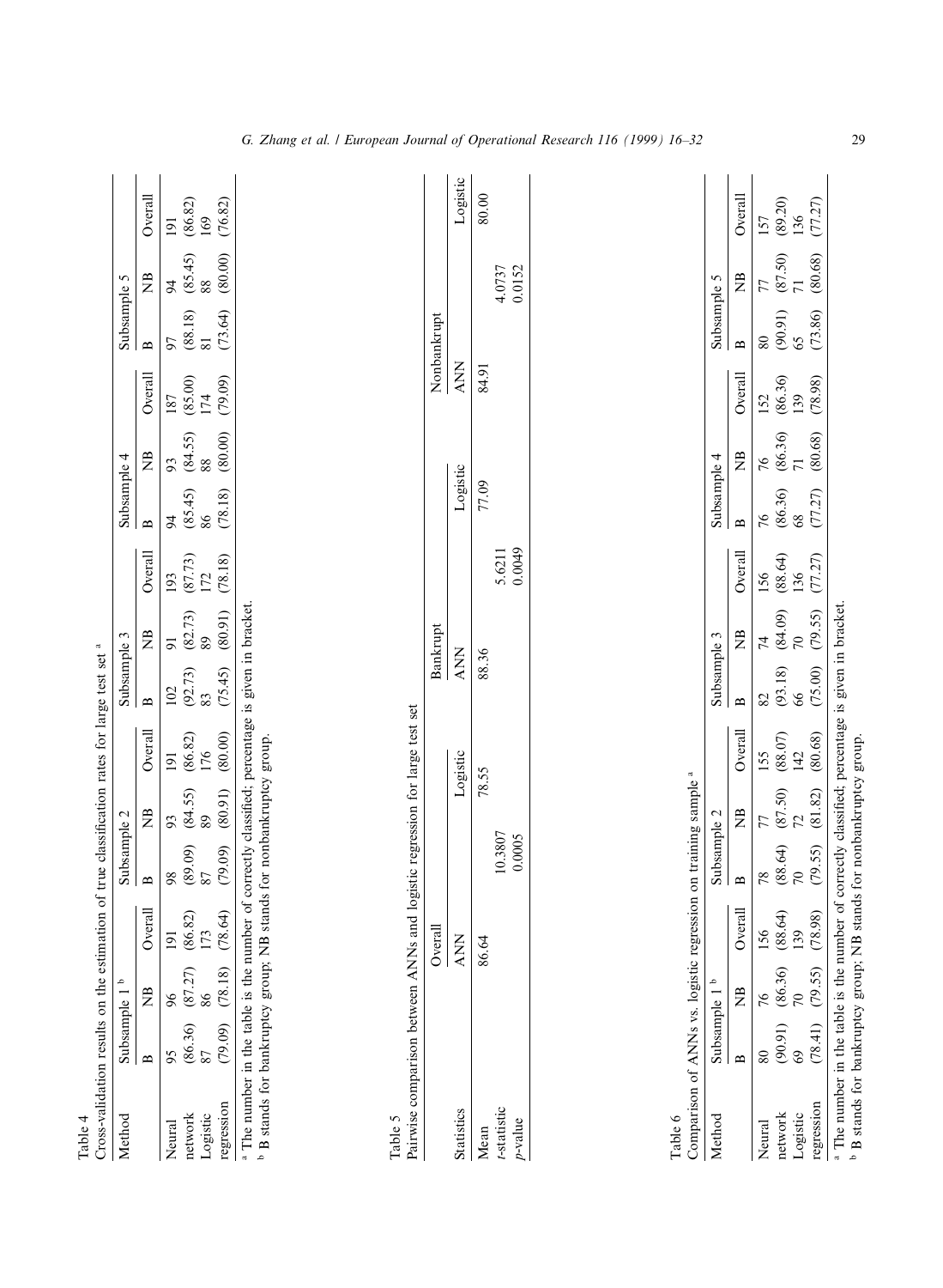Table 4
Cross-validation results on the estimation of true classification rates for large test set [a]

| Method | Subsample 1 [b] | | | Subsample 2 | | | Subsample 3 | | | Subsample 4 | | | Subsample 5 | | |
|---|---|---|---|---|---|---|---|---|---|---|---|---|---|---|---|
| | B | NB | Overall | B | NB | Overall | B | NB | Overall | B | NB | Overall | B | NB | Overall |
| Neural network | 95 (86.36) | 96 (87.27) | 191 (86.82) | 98 (89.09) | 93 (84.55) | 191 (86.82) | 102 (92.73) | 91 (82.73) | 193 (87.73) | 94 (85.45) | 93 (84.55) | 187 (85.00) | 97 (88.18) | 94 (85.45) | 191 (86.82) |
| Logistic regression | 87 (79.09) | 86 (78.18) | 173 (78.64) | 87 (79.09) | 89 (80.91) | 176 (80.00) | 83 (75.45) | 89 (80.91) | 172 (78.18) | 86 (78.18) | 88 (80.00) | 174 (79.09) | 81 (73.64) | 88 (80.00) | 169 (76.82) |

[a] The number in the table is the number of correctly classified; percentage is given in bracket.
[b] B stands for bankruptcy group; NB stands for nonbankruptcy group.

Table 5
Pairwise comparison between ANNs and logistic regression for large test set

| Statistics | Overall | | Bankrupt | | Nonbankrupt | |
|---|---|---|---|---|---|---|
| | ANN | Logistic | ANN | Logistic | ANN | Logistic |
| Mean | 86.64 | 78.55 | 88.36 | 77.09 | 84.91 | 80.00 |
| t-statistic | 10.3807 | | 5.6211 | | 4.0737 | |
| p-value | 0.0005 | | 0.0049 | | 0.0152 | |

Table 6
Comparison of ANNs vs. logistic regression on training sample [a]

| Method | Subsample 1 [b] | | | Subsample 2 | | | Subsample 3 | | | Subsample 4 | | | Subsample 5 | | |
|---|---|---|---|---|---|---|---|---|---|---|---|---|---|---|---|
| | B | NB | Overall | B | NB | Overall | B | NB | Overall | B | NB | Overall | B | NB | Overall |
| Neural network | 80 (90.91) | 76 (86.36) | 156 (88.64) | 78 (88.64) | 77 (87.50) | 155 (88.07) | 82 (93.18) | 74 (84.09) | 156 (88.64) | 76 (86.36) | 76 (86.36) | 152 (86.36) | 80 (90.91) | 77 (87.50) | 157 (89.20) |
| Logistic regression | 69 (78.41) | 70 (79.55) | 139 (78.98) | 70 (79.55) | 72 (81.82) | 142 (80.68) | 66 (75.00) | 70 (79.55) | 136 (77.27) | 68 (77.27) | 71 (80.68) | 139 (78.98) | 65 (73.86) | 71 (80.68) | 136 (77.27) |

[a] The number in the table is the number of correctly classified; percentage is given in bracket.
[b] B stands for bankruptcy group; NB stands for nonbankruptcy group.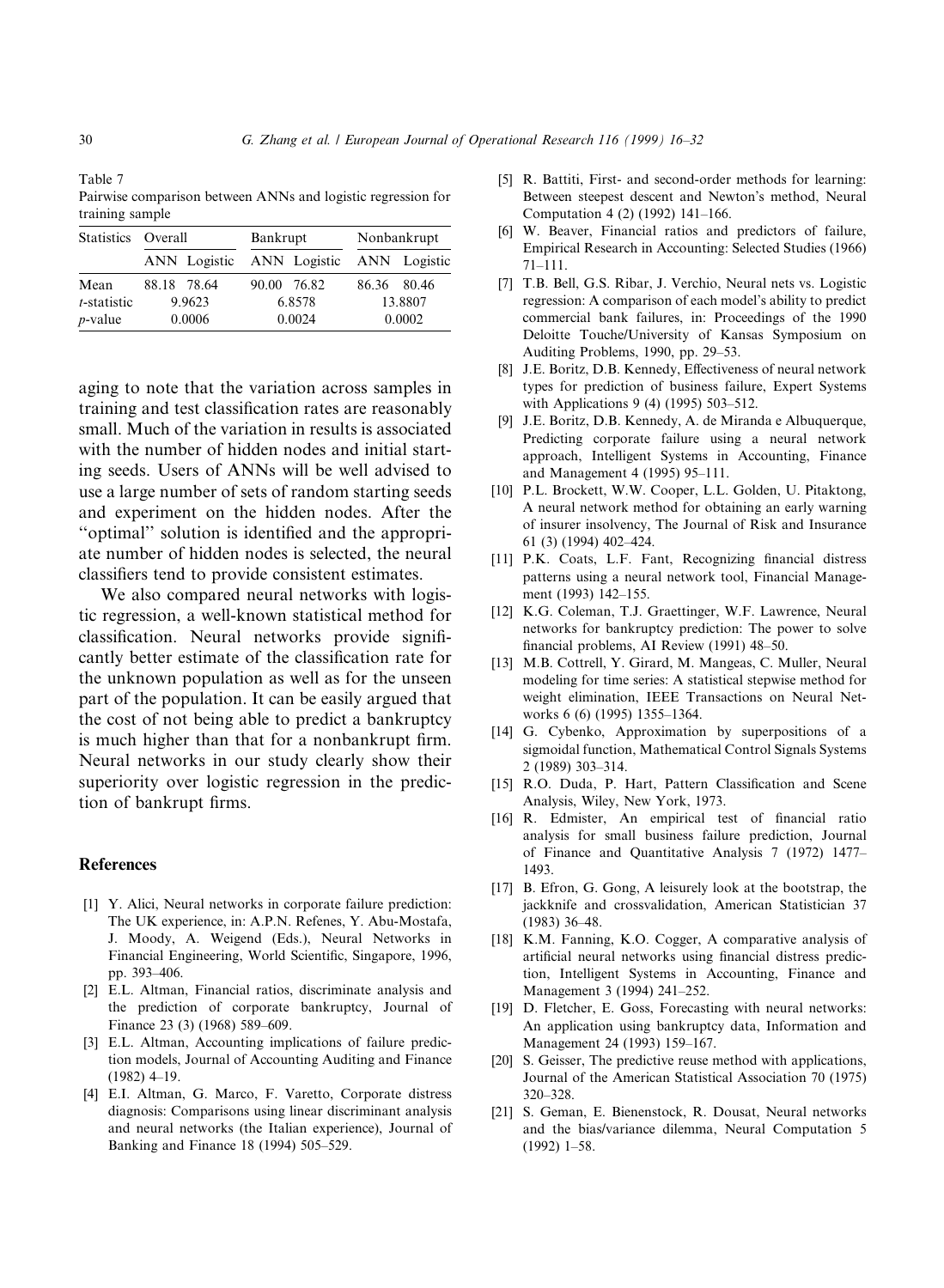Table 7
Pairwise comparison between ANNs and logistic regression for training sample

| Statistics | Overall | | Bankrupt | | Nonbankrupt | |
|---|---|---|---|---|---|---|
| | ANN | Logistic | ANN | Logistic | ANN | Logistic |
| Mean | 88.18 | 78.64 | 90.00 | 76.82 | 86.36 | 80.46 |
| *t*-statistic | 9.9623 | | 6.8578 | | 13.8807 | |
| *p*-value | 0.0006 | | 0.0024 | | 0.0002 | |

aging to note that the variation across samples in training and test classification rates are reasonably small. Much of the variation in results is associated with the number of hidden nodes and initial starting seeds. Users of ANNs will be well advised to use a large number of sets of random starting seeds and experiment on the hidden nodes. After the "optimal" solution is identified and the appropriate number of hidden nodes is selected, the neural classifiers tend to provide consistent estimates.

We also compared neural networks with logistic regression, a well-known statistical method for classification. Neural networks provide significantly better estimate of the classification rate for the unknown population as well as for the unseen part of the population. It can be easily argued that the cost of not being able to predict a bankruptcy is much higher than that for a nonbankrupt firm. Neural networks in our study clearly show their superiority over logistic regression in the prediction of bankrupt firms.

## References

- [1] Y. Alici, Neural networks in corporate failure prediction: The UK experience, in: A.P.N. Refenes, Y. Abu-Mostafa, J. Moody, A. Weigend (Eds.), Neural Networks in Financial Engineering, World Scientific, Singapore, 1996, pp. 393–406.
- [2] E.L. Altman, Financial ratios, discriminate analysis and the prediction of corporate bankruptcy, Journal of Finance 23 (3) (1968) 589–609.
- [3] E.L. Altman, Accounting implications of failure prediction models, Journal of Accounting Auditing and Finance (1982) 4–19.
- [4] E.I. Altman, G. Marco, F. Varetto, Corporate distress diagnosis: Comparisons using linear discriminant analysis and neural networks (the Italian experience), Journal of Banking and Finance 18 (1994) 505–529.
- [5] R. Battiti, First- and second-order methods for learning: Between steepest descent and Newton's method, Neural Computation 4 (2) (1992) 141–166.
- [6] W. Beaver, Financial ratios and predictors of failure, Empirical Research in Accounting: Selected Studies (1966) 71–111.
- [7] T.B. Bell, G.S. Ribar, J. Verchio, Neural nets vs. Logistic regression: A comparison of each model's ability to predict commercial bank failures, in: Proceedings of the 1990 Deloitte Touche/University of Kansas Symposium on Auditing Problems, 1990, pp. 29–53.
- [8] J.E. Boritz, D.B. Kennedy, Effectiveness of neural network types for prediction of business failure, Expert Systems with Applications 9 (4) (1995) 503–512.
- [9] J.E. Boritz, D.B. Kennedy, A. de Miranda e Albuquerque, Predicting corporate failure using a neural network approach, Intelligent Systems in Accounting, Finance and Management 4 (1995) 95–111.
- [10] P.L. Brockett, W.W. Cooper, L.L. Golden, U. Pitaktong, A neural network method for obtaining an early warning of insurer insolvency, The Journal of Risk and Insurance 61 (3) (1994) 402–424.
- [11] P.K. Coats, L.F. Fant, Recognizing financial distress patterns using a neural network tool, Financial Management (1993) 142–155.
- [12] K.G. Coleman, T.J. Graettinger, W.F. Lawrence, Neural networks for bankruptcy prediction: The power to solve financial problems, AI Review (1991) 48–50.
- [13] M.B. Cottrell, Y. Girard, M. Mangeas, C. Muller, Neural modeling for time series: A statistical stepwise method for weight elimination, IEEE Transactions on Neural Networks 6 (6) (1995) 1355–1364.
- [14] G. Cybenko, Approximation by superpositions of a sigmoidal function, Mathematical Control Signals Systems 2 (1989) 303–314.
- [15] R.O. Duda, P. Hart, Pattern Classification and Scene Analysis, Wiley, New York, 1973.
- [16] R. Edmister, An empirical test of financial ratio analysis for small business failure prediction, Journal of Finance and Quantitative Analysis 7 (1972) 1477–1493.
- [17] B. Efron, G. Gong, A leisurely look at the bootstrap, the jackknife and crossvalidation, American Statistician 37 (1983) 36–48.
- [18] K.M. Fanning, K.O. Cogger, A comparative analysis of artificial neural networks using financial distress prediction, Intelligent Systems in Accounting, Finance and Management 3 (1994) 241–252.
- [19] D. Fletcher, E. Goss, Forecasting with neural networks: An application using bankruptcy data, Information and Management 24 (1993) 159–167.
- [20] S. Geisser, The predictive reuse method with applications, Journal of the American Statistical Association 70 (1975) 320–328.
- [21] S. Geman, E. Bienenstock, R. Dousat, Neural networks and the bias/variance dilemma, Neural Computation 5 (1992) 1–58.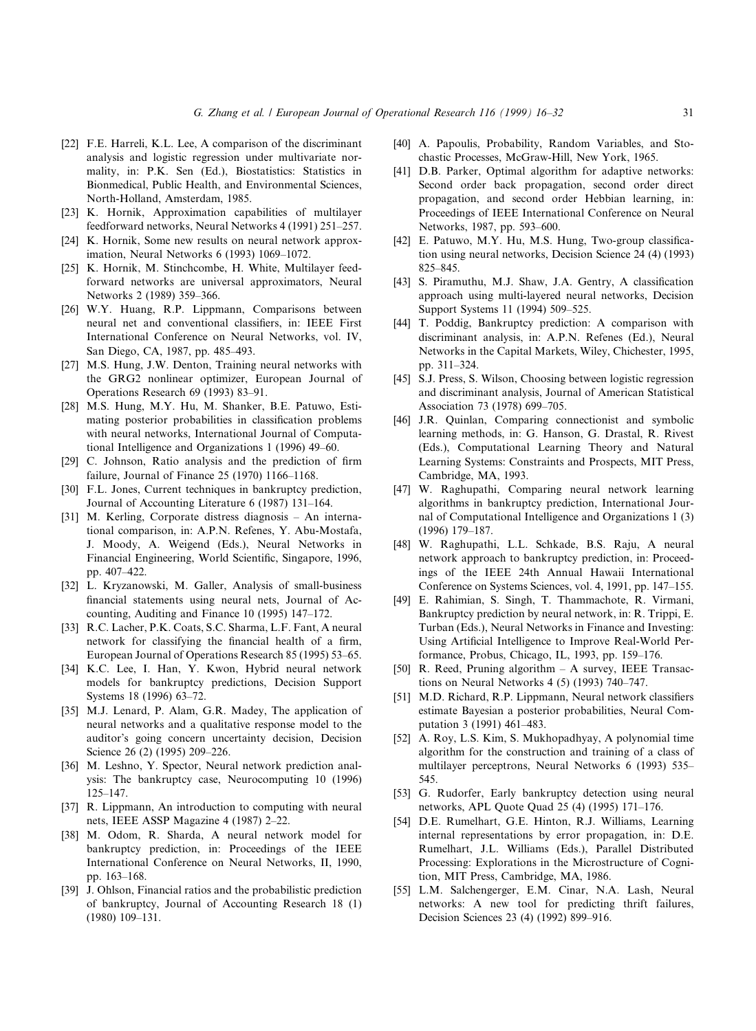- [22] F.E. Harreli, K.L. Lee, A comparison of the discriminant analysis and logistic regression under multivariate normality, in: P.K. Sen (Ed.), Biostatistics: Statistics in Bionmedical, Public Health, and Environmental Sciences, North-Holland, Amsterdam, 1985.
- [23] K. Hornik, Approximation capabilities of multilayer feedforward networks, Neural Networks 4 (1991) 251–257.
- [24] K. Hornik, Some new results on neural network approximation, Neural Networks 6 (1993) 1069–1072.
- [25] K. Hornik, M. Stinchcombe, H. White, Multilayer feedforward networks are universal approximators, Neural Networks 2 (1989) 359–366.
- [26] W.Y. Huang, R.P. Lippmann, Comparisons between neural net and conventional classifiers, in: IEEE First International Conference on Neural Networks, vol. IV, San Diego, CA, 1987, pp. 485–493.
- [27] M.S. Hung, J.W. Denton, Training neural networks with the GRG2 nonlinear optimizer, European Journal of Operations Research 69 (1993) 83–91.
- [28] M.S. Hung, M.Y. Hu, M. Shanker, B.E. Patuwo, Estimating posterior probabilities in classification problems with neural networks, International Journal of Computational Intelligence and Organizations 1 (1996) 49–60.
- [29] C. Johnson, Ratio analysis and the prediction of firm failure, Journal of Finance 25 (1970) 1166–1168.
- [30] F.L. Jones, Current techniques in bankruptcy prediction, Journal of Accounting Literature 6 (1987) 131–164.
- [31] M. Kerling, Corporate distress diagnosis – An international comparison, in: A.P.N. Refenes, Y. Abu-Mostafa, J. Moody, A. Weigend (Eds.), Neural Networks in Financial Engineering, World Scientific, Singapore, 1996, pp. 407–422.
- [32] L. Kryzanowski, M. Galler, Analysis of small-business financial statements using neural nets, Journal of Accounting, Auditing and Finance 10 (1995) 147–172.
- [33] R.C. Lacher, P.K. Coats, S.C. Sharma, L.F. Fant, A neural network for classifying the financial health of a firm, European Journal of Operations Research 85 (1995) 53–65.
- [34] K.C. Lee, I. Han, Y. Kwon, Hybrid neural network models for bankruptcy predictions, Decision Support Systems 18 (1996) 63–72.
- [35] M.J. Lenard, P. Alam, G.R. Madey, The application of neural networks and a qualitative response model to the auditor's going concern uncertainty decision, Decision Science 26 (2) (1995) 209–226.
- [36] M. Leshno, Y. Spector, Neural network prediction analysis: The bankruptcy case, Neurocomputing 10 (1996) 125–147.
- [37] R. Lippmann, An introduction to computing with neural nets, IEEE ASSP Magazine 4 (1987) 2–22.
- [38] M. Odom, R. Sharda, A neural network model for bankruptcy prediction, in: Proceedings of the IEEE International Conference on Neural Networks, II, 1990, pp. 163–168.
- [39] J. Ohlson, Financial ratios and the probabilistic prediction of bankruptcy, Journal of Accounting Research 18 (1) (1980) 109–131.
- [40] A. Papoulis, Probability, Random Variables, and Stochastic Processes, McGraw-Hill, New York, 1965.
- [41] D.B. Parker, Optimal algorithm for adaptive networks: Second order back propagation, second order direct propagation, and second order Hebbian learning, in: Proceedings of IEEE International Conference on Neural Networks, 1987, pp. 593–600.
- [42] E. Patuwo, M.Y. Hu, M.S. Hung, Two-group classification using neural networks, Decision Science 24 (4) (1993) 825–845.
- [43] S. Piramuthu, M.J. Shaw, J.A. Gentry, A classification approach using multi-layered neural networks, Decision Support Systems 11 (1994) 509–525.
- [44] T. Poddig, Bankruptcy prediction: A comparison with discriminant analysis, in: A.P.N. Refenes (Ed.), Neural Networks in the Capital Markets, Wiley, Chichester, 1995, pp. 311–324.
- [45] S.J. Press, S. Wilson, Choosing between logistic regression and discriminant analysis, Journal of American Statistical Association 73 (1978) 699–705.
- [46] J.R. Quinlan, Comparing connectionist and symbolic learning methods, in: G. Hanson, G. Drastal, R. Rivest (Eds.), Computational Learning Theory and Natural Learning Systems: Constraints and Prospects, MIT Press, Cambridge, MA, 1993.
- [47] W. Raghupathi, Comparing neural network learning algorithms in bankruptcy prediction, International Journal of Computational Intelligence and Organizations 1 (3) (1996) 179–187.
- [48] W. Raghupathi, L.L. Schkade, B.S. Raju, A neural network approach to bankruptcy prediction, in: Proceedings of the IEEE 24th Annual Hawaii International Conference on Systems Sciences, vol. 4, 1991, pp. 147–155.
- [49] E. Rahimian, S. Singh, T. Thammachote, R. Virmani, Bankruptcy prediction by neural network, in: R. Trippi, E. Turban (Eds.), Neural Networks in Finance and Investing: Using Artificial Intelligence to Improve Real-World Performance, Probus, Chicago, IL, 1993, pp. 159–176.
- [50] R. Reed, Pruning algorithm – A survey, IEEE Transactions on Neural Networks 4 (5) (1993) 740–747.
- [51] M.D. Richard, R.P. Lippmann, Neural network classifiers estimate Bayesian a posterior probabilities, Neural Computation 3 (1991) 461–483.
- [52] A. Roy, L.S. Kim, S. Mukhopadhyay, A polynomial time algorithm for the construction and training of a class of multilayer perceptrons, Neural Networks 6 (1993) 535–545.
- [53] G. Rudorfer, Early bankruptcy detection using neural networks, APL Quote Quad 25 (4) (1995) 171–176.
- [54] D.E. Rumelhart, G.E. Hinton, R.J. Williams, Learning internal representations by error propagation, in: D.E. Rumelhart, J.L. Williams (Eds.), Parallel Distributed Processing: Explorations in the Microstructure of Cognition, MIT Press, Cambridge, MA, 1986.
- [55] L.M. Salchengerger, E.M. Cinar, N.A. Lash, Neural networks: A new tool for predicting thrift failures, Decision Sciences 23 (4) (1992) 899–916.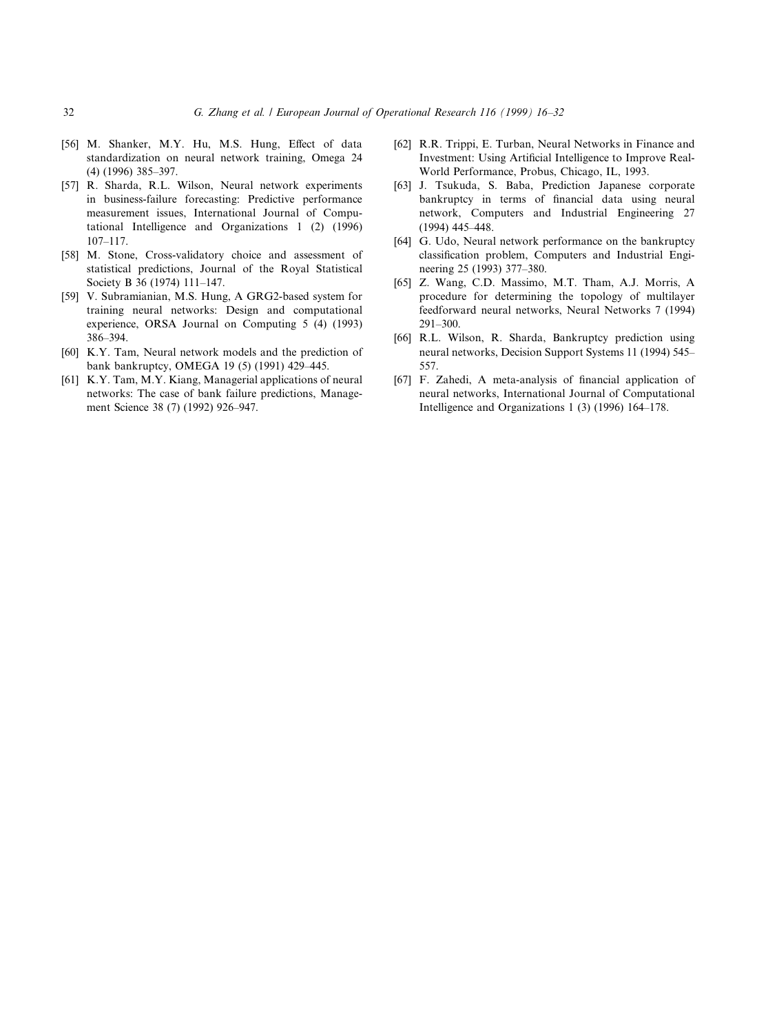[56] M. Shanker, M.Y. Hu, M.S. Hung, Effect of data standardization on neural network training, Omega 24 (4) (1996) 385–397.

[57] R. Sharda, R.L. Wilson, Neural network experiments in business-failure forecasting: Predictive performance measurement issues, International Journal of Computational Intelligence and Organizations 1 (2) (1996) 107–117.

[58] M. Stone, Cross-validatory choice and assessment of statistical predictions, Journal of the Royal Statistical Society B 36 (1974) 111–147.

[59] V. Subramianian, M.S. Hung, A GRG2-based system for training neural networks: Design and computational experience, ORSA Journal on Computing 5 (4) (1993) 386–394.

[60] K.Y. Tam, Neural network models and the prediction of bank bankruptcy, OMEGA 19 (5) (1991) 429–445.

[61] K.Y. Tam, M.Y. Kiang, Managerial applications of neural networks: The case of bank failure predictions, Management Science 38 (7) (1992) 926–947.

[62] R.R. Trippi, E. Turban, Neural Networks in Finance and Investment: Using Artificial Intelligence to Improve Real-World Performance, Probus, Chicago, IL, 1993.

[63] J. Tsukuda, S. Baba, Prediction Japanese corporate bankruptcy in terms of financial data using neural network, Computers and Industrial Engineering 27 (1994) 445–448.

[64] G. Udo, Neural network performance on the bankruptcy classification problem, Computers and Industrial Engineering 25 (1993) 377–380.

[65] Z. Wang, C.D. Massimo, M.T. Tham, A.J. Morris, A procedure for determining the topology of multilayer feedforward neural networks, Neural Networks 7 (1994) 291–300.

[66] R.L. Wilson, R. Sharda, Bankruptcy prediction using neural networks, Decision Support Systems 11 (1994) 545–557.

[67] F. Zahedi, A meta-analysis of financial application of neural networks, International Journal of Computational Intelligence and Organizations 1 (3) (1996) 164–178.